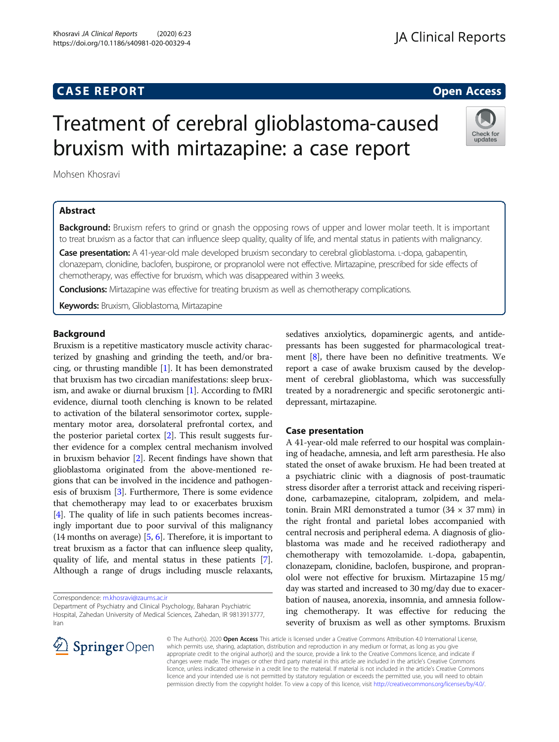# CASE REPORT

# Treatment of cerebral glioblastoma-caused bruxism with mirtazapine: a case report

Mohsen Khosravi

## Abstract

**Background:** Bruxism refers to grind or gnash the opposing rows of upper and lower molar teeth. It is important to treat bruxism as a factor that can influence sleep quality, quality of life, and mental status in patients with malignancy.

**Case presentation:** A 41-year-old male developed bruxism secondary to cerebral glioblastoma. L-dopa, gabapentin, clonazepam, clonidine, baclofen, buspirone, or propranolol were not effective. Mirtazapine, prescribed for side effects of chemotherapy, was effective for bruxism, which was disappeared within 3 weeks.

**Conclusions:** Mirtazapine was effective for treating bruxism as well as chemotherapy complications.

**Keywords:** Bruxism, Glioblastoma, Mirtazapine

## Background

Bruxism is a repetitive masticatory muscle activity characterized by gnashing and grinding the teeth, and/or bracing, or thrusting mandible [1]. It has been demonstrated that bruxism has two circadian manifestations: sleep bruxism, and awake or diurnal bruxism [1]. According to fMRI evidence, diurnal tooth clenching is known to be related to activation of the bilateral sensorimotor cortex, supplementary motor area, dorsolateral prefrontal cortex, and the posterior parietal cortex [2]. This result suggests further evidence for a complex central mechanism involved in bruxism behavior [2]. Recent findings have shown that glioblastoma originated from the above-mentioned regions that can be involved in the incidence and pathogenesis of bruxism [3]. Furthermore, There is some evidence that chemotherapy may lead to or exacerbates bruxism [4]. The quality of life in such patients becomes increasingly important due to poor survival of this malignancy (14 months on average) [5, 6]. Therefore, it is important to treat bruxism as a factor that can influence sleep quality, quality of life, and mental status in these patients [7]. Although a range of drugs including muscle relaxants, sedatives anxiolytics, dopaminergic agents, and antidepressants has been suggested for pharmacological treatment [8], there have been no definitive treatments. We report a case of awake bruxism caused by the development of cerebral glioblastoma, which was successfully treated by a noradrenergic and specific serotonergic antidepressant, mirtazapine.

## Case presentation

A 41-year-old male referred to our hospital was complaining of headache, amnesia, and left arm paresthesia. He also stated the onset of awake bruxism. He had been treated at a psychiatric clinic with a diagnosis of post-traumatic stress disorder after a terrorist attack and receiving risperidone, carbamazepine, citalopram, zolpidem, and melatonin. Brain MRI demonstrated a tumor (34 × 37 mm) in the right frontal and parietal lobes accompanied with central necrosis and peripheral edema. A diagnosis of glioblastoma was made and he received radiotherapy and chemotherapy with temozolamide. L-dopa, gabapentin, clonazepam, clonidine, baclofen, buspirone, and propranolol were not effective for bruxism. Mirtazapine 15 mg/day was started and increased to 30 mg/day due to exacerbation of nausea, anorexia, insomnia, and amnesia following chemotherapy. It was effective for reducing the severity of bruxism as well as other symptoms. Bruxism

Correspondence: m.khosravi@zaums.ac.ir
Department of Psychiatry and Clinical Psychology, Baharan Psychiatric Hospital, Zahedan University of Medical Sciences, Zahedan, IR 9813913777, Iran

© The Author(s). 2020 **Open Access** This article is licensed under a Creative Commons Attribution 4.0 International License, which permits use, sharing, adaptation, distribution and reproduction in any medium or format, as long as you give appropriate credit to the original author(s) and the source, provide a link to the Creative Commons licence, and indicate if changes were made. The images or other third party material in this article are included in the article's Creative Commons licence, unless indicated otherwise in a credit line to the material. If material is not included in the article's Creative Commons licence and your intended use is not permitted by statutory regulation or exceeds the permitted use, you will need to obtain permission directly from the copyright holder. To view a copy of this licence, visit http://creativecommons.org/licenses/by/4.0/.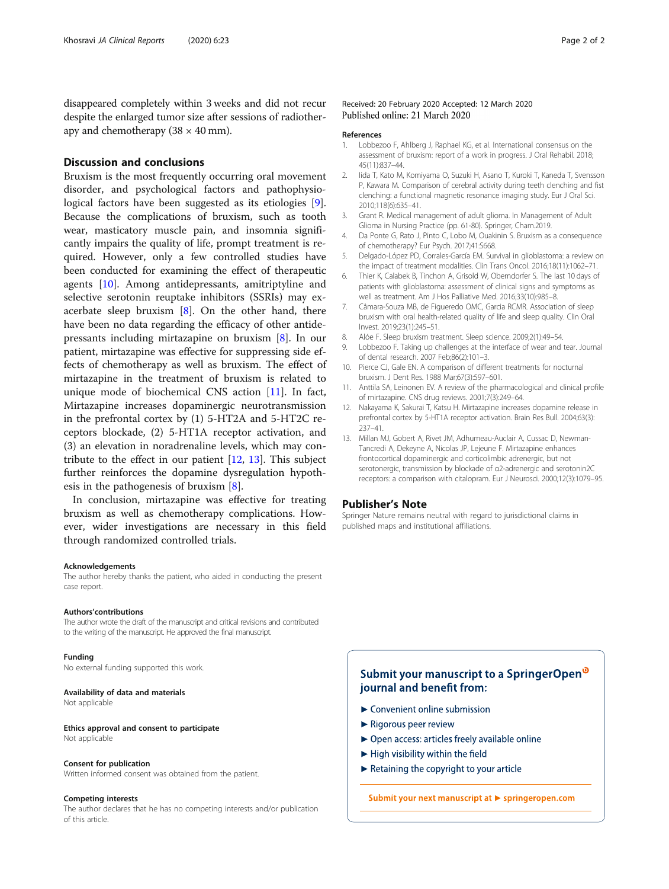disappeared completely within 3 weeks and did not recur despite the enlarged tumor size after sessions of radiotherapy and chemotherapy (38 × 40 mm).

## Discussion and conclusions

Bruxism is the most frequently occurring oral movement disorder, and psychological factors and pathophysiological factors have been suggested as its etiologies [9]. Because the complications of bruxism, such as tooth wear, masticatory muscle pain, and insomnia significantly impairs the quality of life, prompt treatment is required. However, only a few controlled studies have been conducted for examining the effect of therapeutic agents [10]. Among antidepressants, amitriptyline and selective serotonin reuptake inhibitors (SSRIs) may exacerbate sleep bruxism [8]. On the other hand, there have been no data regarding the efficacy of other antidepressants including mirtazapine on bruxism [8]. In our patient, mirtazapine was effective for suppressing side effects of chemotherapy as well as bruxism. The effect of mirtazapine in the treatment of bruxism is related to unique mode of biochemical CNS action [11]. In fact, Mirtazapine increases dopaminergic neurotransmission in the prefrontal cortex by (1) 5-HT2A and 5-HT2C receptors blockade, (2) 5-HT1A receptor activation, and (3) an elevation in noradrenaline levels, which may contribute to the effect in our patient [12, 13]. This subject further reinforces the dopamine dysregulation hypothesis in the pathogenesis of bruxism [8].

In conclusion, mirtazapine was effective for treating bruxism as well as chemotherapy complications. However, wider investigations are necessary in this field through randomized controlled trials.

#### Acknowledgements

The author hereby thanks the patient, who aided in conducting the present case report.

#### Authors' contributions

The author wrote the draft of the manuscript and critical revisions and contributed to the writing of the manuscript. He approved the final manuscript.

#### Funding

No external funding supported this work.

#### Availability of data and materials

Not applicable

#### Ethics approval and consent to participate

Not applicable

#### Consent for publication

Written informed consent was obtained from the patient.

#### Competing interests

The author declares that he has no competing interests and/or publication of this article.

Received: 20 February 2020 Accepted: 12 March 2020
Published online: 21 March 2020

#### References

1. Lobbezoo F, Ahlberg J, Raphael KG, et al. International consensus on the assessment of bruxism: report of a work in progress. J Oral Rehabil. 2018; 45(11):837–44.
2. Iida T, Kato M, Komiyama O, Suzuki H, Asano T, Kuroki T, Kaneda T, Svensson P, Kawara M. Comparison of cerebral activity during teeth clenching and fist clenching: a functional magnetic resonance imaging study. Eur J Oral Sci. 2010;118(6):635–41.
3. Grant R. Medical management of adult glioma. In Management of Adult Glioma in Nursing Practice (pp. 61-80). Springer, Cham.2019.
4. Da Ponte G, Rato J, Pinto C, Lobo M, Ouakinin S. Bruxism as a consequence of chemotherapy? Eur Psych. 2017;41:S668.
5. Delgado-López PD, Corrales-García EM. Survival in glioblastoma: a review on the impact of treatment modalities. Clin Trans Oncol. 2016;18(11):1062–71.
6. Thier K, Calabek B, Tinchon A, Grisold W, Oberndorfer S. The last 10 days of patients with glioblastoma: assessment of clinical signs and symptoms as well as treatment. Am J Hos Palliative Med. 2016;33(10):985–8.
7. Câmara-Souza MB, de Figueredo OMC, Garcia RCMR. Association of sleep bruxism with oral health-related quality of life and sleep quality. Clin Oral Invest. 2019;23(1):245–51.
8. Alóe F. Sleep bruxism treatment. Sleep science. 2009;2(1):49–54.
9. Lobbezoo F. Taking up challenges at the interface of wear and tear. Journal of dental research. 2007 Feb;86(2):101–3.
10. Pierce CJ, Gale EN. A comparison of different treatments for nocturnal bruxism. J Dent Res. 1988 Mar;67(3):597–601.
11. Anttila SA, Leinonen EV. A review of the pharmacological and clinical profile of mirtazapine. CNS drug reviews. 2001;7(3):249–64.
12. Nakayama K, Sakurai T, Katsu H. Mirtazapine increases dopamine release in prefrontal cortex by 5-HT1A receptor activation. Brain Res Bull. 2004;63(3): 237–41.
13. Millan MJ, Gobert A, Rivet JM, Adhumeau-Auclair A, Cussac D, Newman-Tancredi A, Dekeyne A, Nicolas JP, Lejeune F. Mirtazapine enhances frontocortical dopaminergic and corticolimbic adrenergic, but not serotonergic, transmission by blockade of α2-adrenergic and serotonin2C receptors: a comparison with citalopram. Eur J Neurosci. 2000;12(3):1079–95.

## Publisher's Note

Springer Nature remains neutral with regard to jurisdictional claims in published maps and institutional affiliations.